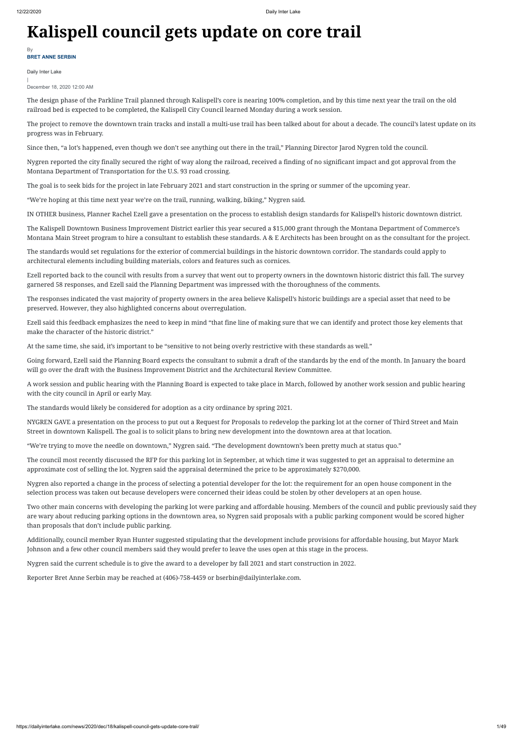# Kalispell council gets update on core trail

By
**BRET ANNE SERBIN**

Daily Inter Lake
|
December 18, 2020 12:00 AM

The design phase of the Parkline Trail planned through Kalispell's core is nearing 100% completion, and by this time next year the trail on the old railroad bed is expected to be completed, the Kalispell City Council learned Monday during a work session.

The project to remove the downtown train tracks and install a multi-use trail has been talked about for about a decade. The council's latest update on its progress was in February.

Since then, "a lot's happened, even though we don't see anything out there in the trail," Planning Director Jarod Nygren told the council.

Nygren reported the city finally secured the right of way along the railroad, received a finding of no significant impact and got approval from the Montana Department of Transportation for the U.S. 93 road crossing.

The goal is to seek bids for the project in late February 2021 and start construction in the spring or summer of the upcoming year.

"We're hoping at this time next year we're on the trail, running, walking, biking," Nygren said.

IN OTHER business, Planner Rachel Ezell gave a presentation on the process to establish design standards for Kalispell's historic downtown district.

The Kalispell Downtown Business Improvement District earlier this year secured a $15,000 grant through the Montana Department of Commerce's Montana Main Street program to hire a consultant to establish these standards. A & E Architects has been brought on as the consultant for the project.

The standards would set regulations for the exterior of commercial buildings in the historic downtown corridor. The standards could apply to architectural elements including building materials, colors and features such as cornices.

Ezell reported back to the council with results from a survey that went out to property owners in the downtown historic district this fall. The survey garnered 58 responses, and Ezell said the Planning Department was impressed with the thoroughness of the comments.

The responses indicated the vast majority of property owners in the area believe Kalispell's historic buildings are a special asset that need to be preserved. However, they also highlighted concerns about overregulation.

Ezell said this feedback emphasizes the need to keep in mind "that fine line of making sure that we can identify and protect those key elements that make the character of the historic district."

At the same time, she said, it's important to be "sensitive to not being overly restrictive with these standards as well."

Going forward, Ezell said the Planning Board expects the consultant to submit a draft of the standards by the end of the month. In January the board will go over the draft with the Business Improvement District and the Architectural Review Committee.

A work session and public hearing with the Planning Board is expected to take place in March, followed by another work session and public hearing with the city council in April or early May.

The standards would likely be considered for adoption as a city ordinance by spring 2021.

NYGREN GAVE a presentation on the process to put out a Request for Proposals to redevelop the parking lot at the corner of Third Street and Main Street in downtown Kalispell. The goal is to solicit plans to bring new development into the downtown area at that location.

"We're trying to move the needle on downtown," Nygren said. "The development downtown's been pretty much at status quo."

The council most recently discussed the RFP for this parking lot in September, at which time it was suggested to get an appraisal to determine an approximate cost of selling the lot. Nygren said the appraisal determined the price to be approximately $270,000.

Nygren also reported a change in the process of selecting a potential developer for the lot: the requirement for an open house component in the selection process was taken out because developers were concerned their ideas could be stolen by other developers at an open house.

Two other main concerns with developing the parking lot were parking and affordable housing. Members of the council and public previously said they are wary about reducing parking options in the downtown area, so Nygren said proposals with a public parking component would be scored higher than proposals that don't include public parking.

Additionally, council member Ryan Hunter suggested stipulating that the development include provisions for affordable housing, but Mayor Mark Johnson and a few other council members said they would prefer to leave the uses open at this stage in the process.

Nygren said the current schedule is to give the award to a developer by fall 2021 and start construction in 2022.

Reporter Bret Anne Serbin may be reached at (406)-758-4459 or bserbin@dailyinterlake.com.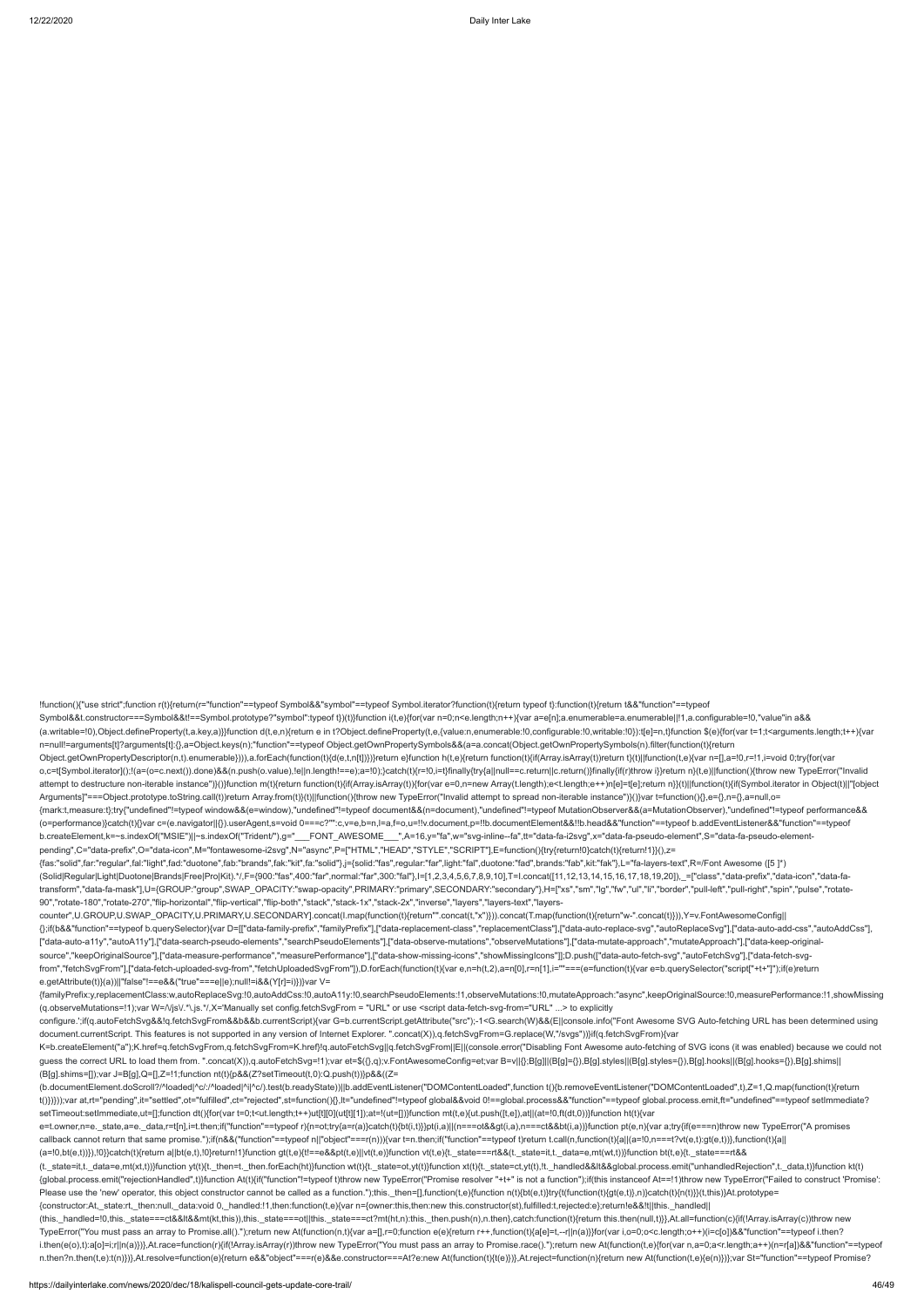```
!function(){"use strict";function r(t){return(r="function"==typeof Symbol&&"symbol"==typeof Symbol.iterator?function(t){return typeof t}:function(t){return t&&"function"==typeof Symbol&&t.constructor===Symbol&&t!==Symbol.prototype?"symbol":typeof t})(t)}function i(t,e){for(var n=0;n<e.length;n++){var a=e[n];a.enumerable=a.enumerable||!1,a.configurable=!0,"value"in a&&(a.writable=!0),Object.defineProperty(t,a.key,a)}}function d(t,e,n){return e in t?Object.defineProperty(t,e,{value:n,enumerable:!0,configurable:!0,writable:!0}):t[e]=n,t}function $(e){for(var t=1;t<arguments.length;t++){var n=null!=arguments[t]?arguments[t]:{},a=Object.keys(n);"function"==typeof Object.getOwnPropertySymbols&&(a=a.concat(Object.getOwnPropertySymbols(n).filter(function(t){return Object.getOwnPropertyDescriptor(n,t).enumerable}))),a.forEach(function(t){d(e,t,n[t])})}return e}function h(t,e){return function(t){if(Array.isArray(t))return t}(t)||function(t,e){var n=[],a=!0,r=!1,i=void 0;try{for(var o,c=t[Symbol.iterator]();!(a=(o=c.next()).done)&&(n.push(o.value),!e||n.length!==e);a=!0);}catch(t){r=!0,i=t}finally{try{a||null==c.return||c.return()}finally{if(r)throw i}}return n}(t,e)||function(){throw new TypeError("Invalid attempt to destructure non-iterable instance")}()}function m(t){return function(t){if(Array.isArray(t)){for(var e=0,n=new Array(t.length);e<t.length;e++)n[e]=t[e];return n}}(t)||function(t){if(Symbol.iterator in Object(t)||"[object Arguments]"===Object.prototype.toString.call(t))return Array.from(t)}(t)||function(){throw new TypeError("Invalid attempt to spread non-iterable instance")}()}var t=function(){},e={},n={},a=null,o={mark:t,measure:t};try{"undefined"!=typeof window&&(e=window),"undefined"!=typeof document&&(n=document),"undefined"!=typeof MutationObserver&&(a=MutationObserver),"undefined"!=typeof performance&&(o=performance)}catch(t){}var c=(e.navigator||{}).userAgent,s=void 0===c?"":c,v=e,b=n,l=a,f=o,u=!!v.document,p=!!b.documentElement&&!!b.head&&"function"==typeof b.addEventListener&&"function"==typeof b.createElement,k=~s.indexOf("MSIE")||~s.indexOf("Trident/"),g="___FONT_AWESOME___",A=16,y="fa",w="svg-inline--fa",tt="data-fa-i2svg",x="data-fa-pseudo-element",S="data-fa-pseudo-element-pending",C="data-prefix",O="data-icon",M="fontawesome-i2svg",N="async",P=["HTML","HEAD","STYLE","SCRIPT"],E=function(){try{return!0}catch(t){return!1}}(),z={fas:"solid",far:"regular",fal:"light",fad:"duotone",fab:"brands",fak:"kit",fa:"solid"},j={solid:"fas",regular:"far",light:"fal",duotone:"fad",brands:"fab",kit:"fak"},L="fa-layers-text",R=/Font Awesome ([5 ]*)(Solid|Regular|Light|Duotone|Brands|Free|Pro|Kit).*/,F={900:"fas",400:"far",normal:"far",300:"fal"},I=[1,2,3,4,5,6,7,8,9,10],T=I.concat([11,12,13,14,15,16,17,18,19,20]),_=["class","data-prefix","data-icon","data-fa-transform","data-fa-mask"],U={GROUP:"group",SWAP_OPACITY:"swap-opacity",PRIMARY:"primary",SECONDARY:"secondary"},H=["xs","sm","lg","fw","ul","li","border","pull-left","pull-right","spin","pulse","rotate-90","rotate-180","rotate-270","flip-horizontal","flip-vertical","flip-both","stack","stack-1x","stack-2x","inverse","layers","layers-text","layers-counter",U.GROUP,U.SWAP_OPACITY,U.PRIMARY,U.SECONDARY].concat(I.map(function(t){return"".concat(t,"x")})).concat(T.map(function(t){return"w-".concat(t)})),Y=v.FontAwesomeConfig||{};if(b&&"function"==typeof b.querySelector){var D=[["data-family-prefix","familyPrefix"],["data-replacement-class","replacementClass"],["data-auto-replace-svg","autoReplaceSvg"],["data-auto-add-css","autoAddCss"],["data-auto-a11y","autoA11y"],["data-search-pseudo-elements","searchPseudoElements"],["data-observe-mutations","observeMutations"],["data-mutate-approach","mutateApproach"],["data-keep-original-source","keepOriginalSource"],["data-measure-performance","measurePerformance"],["data-show-missing-icons","showMissingIcons"]];D.push(["data-auto-fetch-svg","autoFetchSvg"],["data-fetch-svg-from","fetchSvgFrom"],["data-fetch-uploaded-svg-from","fetchUploadedSvgFrom"]),D.forEach(function(t){var e,n=h(t,2),a=n[0],r=n[1],i=""===(e=function(t){var e=b.querySelector("script["+t+"]");if(e)return e.getAttribute(t)}(a))||"false"!==e&&("true"===e||e);null!=i&&(Y[r]=i)})}var V={familyPrefix:y,replacementClass:w,autoReplaceSvg:!0,autoAddCss:!0,autoA11y:!0,searchPseudoElements:!1,observeMutations:!0,mutateApproach:"async",keepOriginalSource:!0,measurePerformance:!1,showMissing(q.observeMutations=!1);var W=/\/js\/.*\.js.*/,X='Manually set config.fetchSvgFrom = "URL" or use <script data-fetch-svg-from="URL" ...> to explicitly configure.';if(q.autoFetchSvg&&!q.fetchSvgFrom&&b&&b.currentScript){var G=b.currentScript.getAttribute("src");-1<G.search(W)&&(E||console.info("Font Awesome SVG Auto-fetching URL has been determined using document.currentScript. This features is not supported in any version of Internet Explorer. ".concat(X)),q.fetchSvgFrom=G.replace(W,"/svgs"))}if(q.fetchSvgFrom){var K=b.createElement("a");K.href=q.fetchSvgFrom,q.fetchSvgFrom=K.href}!q.autoFetchSvg||q.fetchSvgFrom||E||(console.error("Disabling Font Awesome auto-fetching of SVG icons (it was enabled) because we could not guess the correct URL to load them from. ".concat(X)),q.autoFetchSvg=!1);var et=$({},q);v.FontAwesomeConfig=et;var B=v||{};B[g]||(B[g]={}),B[g].styles||(B[g].styles={}),B[g].hooks||(B[g].hooks={}),B[g].shims||(B[g].shims=[]);var J=B[g],Q=[],Z=!1;function nt(t){p&&(Z?setTimeout(t,0):Q.push(t))}p&&((Z=(b.documentElement.doScroll?/^loaded|^c/:/^loaded|^i|^c/).test(b.readyState))||b.addEventListener("DOMContentLoaded",function t(){b.removeEventListener("DOMContentLoaded",t),Z=1,Q.map(function(t){return t()})}));var at,rt="pending",it="settled",ot="fulfilled",ct="rejected",st=function(){},lt="undefined"!=typeof global&&void 0!==global.process&&"function"==typeof global.process.emit,ft="undefined"==typeof setImmediate?setTimeout:setImmediate,ut=[];function dt(){for(var t=0;t<ut.length;t++)ut[t][0](ut[t][1]);at=!(ut=[])}function mt(t,e){ut.push([t,e]),at||(at=!0,ft(dt,0))}function ht(t){var e=t.owner,n=e._state,a=e._data,r=t[n],i=t.then;if("function"==typeof r){n=ot;try{a=r(a)}catch(t){bt(i,t)}}pt(i,a)||(n===ot&&gt(i,a),n===ct&&bt(i,a))}function pt(e,n){var a;try{if(e===n)throw new TypeError("A promises callback cannot return that same promise.");if(n&&("function"==typeof n||"object"===r(n))){var t=n.then;if("function"==typeof t)return t.call(n,function(t){a||(a=!0,n===t?vt(e,t):gt(e,t))},function(t){a||(a=!0,bt(e,t))}),!0}}catch(t){return a||bt(e,t),!0}return!1}function gt(t,e){t!==e&&pt(t,e)||vt(t,e)}function vt(t,e){t._state===rt&&(t._state=it,t._data=e,mt(wt,t))}function bt(t,e){t._state===rt&&(t._state=it,t._data=e,mt(xt,t))}function yt(t){t._then=t._then.forEach(ht)}function wt(t){t._state=ot,yt(t)}function xt(t){t._state=ct,yt(t),!t._handled&&lt&&global.process.emit("unhandledRejection",t._data,t)}function kt(t){global.process.emit("rejectionHandled",t)}function At(t){if("function"!=typeof t)throw new TypeError("Promise resolver "+t+" is not a function");if(this instanceof At==!1)throw new TypeError("Failed to construct 'Promise': Please use the 'new' operator, this object constructor cannot be called as a function.");this._then=[],function(t,e){function n(t){bt(e,t)}try{t(function(t){gt(e,t)},n)}catch(t){n(t)}}(t,this)}At.prototype={constructor:At,_state:rt,_then:null,_data:void 0,_handled:!1,then:function(t,e){var n={owner:this,then:new this.constructor(st),fulfilled:t,rejected:e};return!e&&!t||this._handled||(this._handled=!0,this._state===ct&&lt&&mt(kt,this)),this._state===ot||this._state===ct?mt(ht,n):this._then.push(n),n.then},catch:function(t){return this.then(null,t)}},At.all=function(c){if(!Array.isArray(c))throw new TypeError("You must pass an array to Promise.all().");return new At(function(n,t){var a=[],r=0;function e(e){return r++,function(t){a[e]=t,--r||n(a)}}for(var i,o=0;o<c.length;o++)(i=c[o])&&"function"==typeof i.then?i.then(e(o),t):a[o]=i;r||n(a)})},At.race=function(r){if(!Array.isArray(r))throw new TypeError("You must pass an array to Promise.race().");return new At(function(t,e){for(var n,a=0;a<r.length;a++)(n=r[a])&&"function"==typeof n.then?n.then(t,e):t(n)})},At.resolve=function(e){return e&&"object"===r(e)&&e.constructor===At?e:new At(function(t){t(e)})},At.reject=function(n){return new At(function(t,e){e(n)})};var St="function"==typeof Promise?
```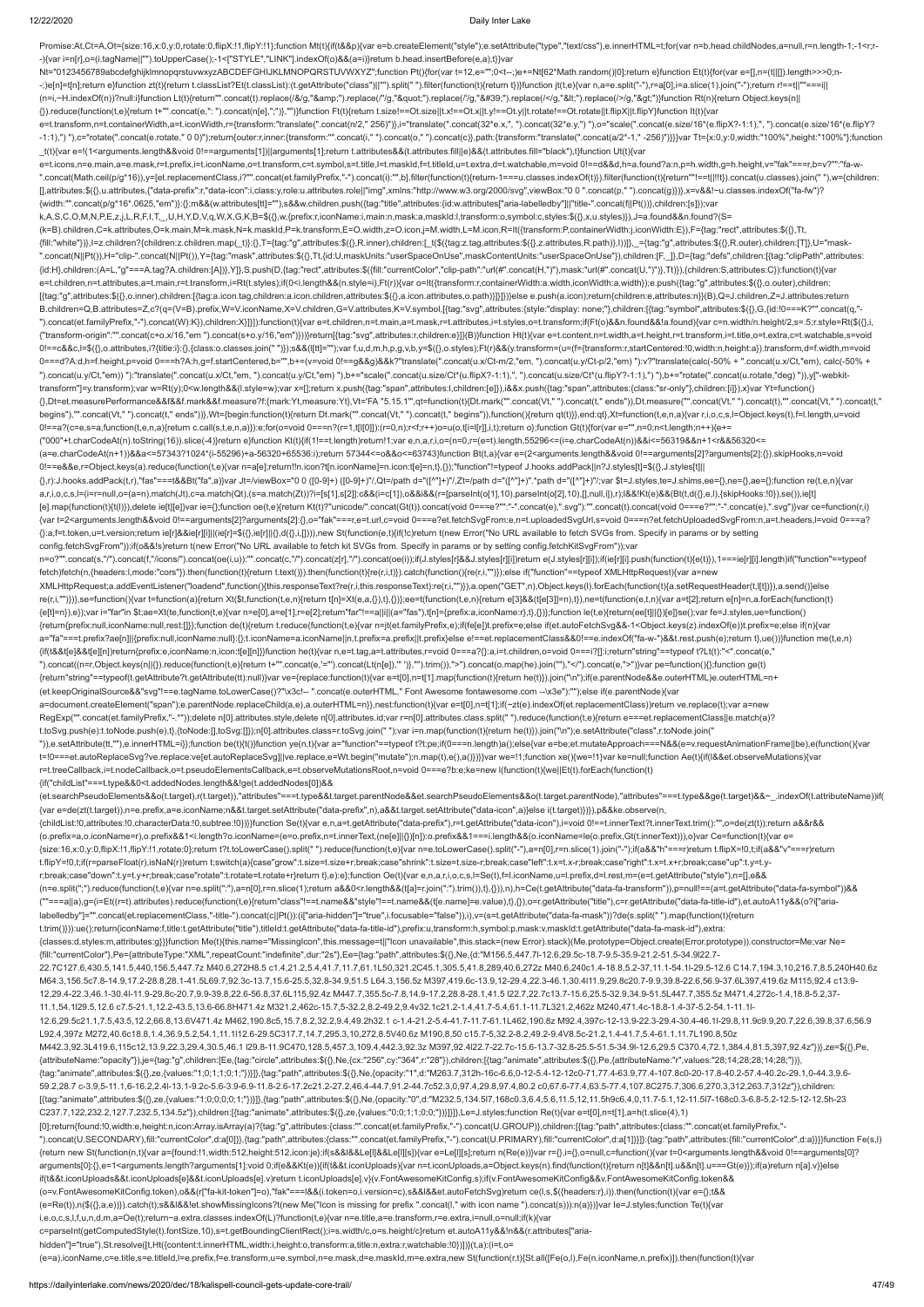```
Promise:At,Ct=A,Ot={size:16,x:0,y:0,rotate:0,flipX:!1,flipY:!1};function Mt(t){if(t&&p){var e=b.createElement("style");e.setAttribute("type","text/css"),e.innerHTML=t;for(var n=b.head.childNodes,a=null,r=n.length-1;-1<r;r--){var i=n[r],o=(i.tagName||"").toUpperCase();-1<["STYLE","LINK"].indexOf(o)&&(a=i)}return b.head.insertBefore(e,a),t}}var
Nt="0123456789abcdefghijklmnopqrstuvwxyzABCDEFGHIJKLMNOPQRSTUVWXYZ";function Pt(){for(var t=12,e="";0<t--;)e+=Nt[62*Math.random()|0];return e}function Et(t){for(var e=[],n=(t||[]).length>>>0;n--;)e[n]=t[n];return e}function zt(t){return t.classList?Et(t.classList):(t.getAttribute("class")||"").split(" ").filter(function(t){return t})}function jt(t,e){var n,a=e.split("-"),r=a[0],i=a.slice(1).join("-");return r!==t||""===i||
(n=i,~H.indexOf(n))?null:i}function Lt(t){return"".concat(t).replace(/&/g,"&amp;").replace(/"/g,"&quot;").replace(/'/g,"&#39;").replace(/</g,"&lt;").replace(/>/g,"&gt;")}function Rt(n){return Object.keys(n||
{}).reduce(function(t,e){return t+"".concat(e,": ").concat(n[e],";")},"")}function Ft(t){return t.size!==Ot.size||t.x!==Ot.x||t.y!==Ot.y||t.rotate!==Ot.rotate||t.flipX||t.flipY}function It(t){var
e=t.transform,n=t.containerWidth,a=t.iconWidth,r={transform:"translate(".concat(n/2," 256)")},i="translate(".concat(32*e.x,", ").concat(32*e.y,") "),o="scale(".concat(e.size/16*(e.flipX?-1:1),", ").concat(e.size/16*(e.flipY?
-1:1),") "),c="rotate(".concat(e.rotate," 0 0)");return{outer:r,inner:{transform:"".concat(i," ").concat(o," ").concat(c)},path:{transform:"translate(".concat(a/2*-1," -256)")}}}var Tt={x:0,y:0,width:"100%",height:"100%"};function
_t(t){var e=!(1<arguments.length&&void 0!==arguments[1])||arguments[1];return t.attributes&&(t.attributes.fill||e)&&(t.attributes.fill="black"),t}function Ut(t){var
e=t.icons,n=e.main,a=e.mask,r=t.prefix,i=t.iconName,o=t.transform,c=t.symbol,s=t.title,l=t.maskId,f=t.titleId,u=t.extra,d=t.watchable,m=void 0!==d&&d,h=a.found?a:n,p=h.width,g=h.height,v="fak"===r,b=v?"":"fa-w-
".concat(Math.ceil(p/g*16)),y=[et.replacementClass,i?"".concat(et.familyPrefix,"-").concat(i):"",b].filter(function(t){return-1===u.classes.indexOf(t)}).filter(function(t){return""!==t||!!t}).concat(u.classes).join(" "),w={children:
[],attributes:$({},u.attributes,{"data-prefix":r,"data-icon":i,class:y,role:u.attributes.role||"img",xmlns:"http://www.w3.org/2000/svg",viewBox:"0 0 ".concat(p," ").concat(g)})},x=v&&!~u.classes.indexOf("fa-fw")?
{width:"".concat(p/g*16*.0625,"em")}:{};m&&(w.attributes[tt]=""),s&&w.children.push({tag:"title",attributes:{id:w.attributes["aria-labelledby"]||"title-".concat(f||Pt())},children:[s]});var
k,A,S,C,O,M,N,P,E,z,j,L,R,F,I,T,_,U,H,Y,D,V,q,W,X,G,K,B=$({},w,{prefix:r,iconName:i,main:n,mask:a,maskId:l,transform:o,symbol:c,styles:$({},x,u.styles)}),J=a.found&&n.found?(S=
(k=B).children,C=k.attributes,O=k.main,M=k.mask,N=k.maskId,P=k.transform,E=O.width,z=O.icon,j=M.width,L=M.icon,R=It({transform:P,containerWidth:j,iconWidth:E}),F={tag:"rect",attributes:$({},Tt,
{fill:"white"})},I=z.children?{children:z.children.map(_t)}:{},T={tag:"g",attributes:$({},R.inner),children:[_t($({tag:z.tag,attributes:$({},z.attributes,R.path)},I))]},_={tag:"g",attributes:$({},R.outer),children:[T]},U="mask-
".concat(N||Pt()),H="clip-".concat(N||Pt()),Y={tag:"mask",attributes:$({},Tt,{id:U,maskUnits:"userSpaceOnUse",maskContentUnits:"userSpaceOnUse"}),children:[F,_]},D={tag:"defs",children:[{tag:"clipPath",attributes:
{id:H},children:(A=L,"g"===A.tag?A.children:[A])},Y]},S.push(D,{tag:"rect",attributes:$({fill:"currentColor","clip-path":"url(#".concat(H,")"),mask:"url(#".concat(U,")")},Tt)}),{children:S,attributes:C}):function(t){var
e=t.children,n=t.attributes,a=t.main,r=t.transform,i=Rt(t.styles);if(0<i.length&&(n.style=i),Ft(r)){var o=It({transform:r,containerWidth:a.width,iconWidth:a.width});e.push({tag:"g",attributes:$({},o.outer),children:
[{tag:"g",attributes:$({},o.inner),children:[{tag:a.icon.tag,children:a.icon.children,attributes:$({},a.icon.attributes,o.path)}]}]})}else e.push(a.icon);return{children:e,attributes:n}}(B),Q=J.children,Z=J.attributes;return
B.children=Q,B.attributes=Z,c?(q=(V=B).prefix,W=V.iconName,X=V.children,G=V.attributes,K=V.symbol,[{tag:"svg",attributes:{style:"display: none;"},children:[{tag:"symbol",attributes:$({},G,{id:!0===K?"".concat(q,"-
").concat(et.familyPrefix,"-").concat(W):K}),children:X}]}]):function(t){var e=t.children,n=t.main,a=t.mask,r=t.attributes,i=t.styles,o=t.transform;if(Ft(o)&&n.found&&!a.found){var c=n.width/n.height/2,s=.5;r.style=Rt($({},i,
{"transform-origin":"".concat(c+o.x/16,"em ").concat(s+o.y/16,"em")}))}return[{tag:"svg",attributes:r,children:e}]}(B)}function Ht(t){var e=t.content,n=t.width,a=t.height,r=t.transform,i=t.title,o=t.extra,c=t.watchable,s=void
0!==c&&c,l=$({},o.attributes,i?{title:i}:{},{class:o.classes.join(" ")});s&&(l[tt]="");var f,u,d,m,h,p,g,v,b=$({},o.styles);Ft(r)&&(b.transform=(u=(f={transform:r,startCentered:!0,width:n,height:a}).transform,d=f.width,m=void
0===d?A:d,h=f.height,p=void 0===h?A:h,g=f.startCentered,b=void 0!==g&&g,v="",v+=b&&k?"translate(".concat(u.x/Ct-m/2,"em, ").concat(u.y/Ct-p/2,"em) "):b?"translate(calc(-50% + ".concat(u.x/Ct,"em), calc(-50% +
").concat(u.y/Ct,"em)) "):"translate(".concat(u.x/Ct,"em, ").concat(u.y/Ct,"em) "),v+="scale(".concat(u.size/Ct*(u.flipX?-1:1),", ").concat(u.size/Ct*(u.flipY?-1:1),") "),v+="rotate(".concat(u.rotate,"deg) ")),b["-webkit-
transform"]=b.transform);var w=Rt(b);0<w.length&&(l.style=w);var x=[];return x.push({tag:"span",attributes:l,children:[e]}),i&&x.push({tag:"span",attributes:{class:"sr-only"},children:[i]}),x}var Yt=function()
{},Dt=et.measurePerformance&&f&&f.mark&&f.measure?f:{mark:Yt,measure:Yt},Vt='FA "5.15.1"',qt=function(t){Dt.mark("".concat(Vt," ").concat(t," ends")),Dt.measure("".concat(Vt," ").concat(t),"".concat(Vt," ").concat(t,"
begins"),"".concat(Vt," ").concat(t," ends"))},Wt={begin:function(t){return Dt.mark("".concat(Vt," ").concat(t," begins")),function(){return qt(t)}},end:qt},Xt=function(t,e,n,a){var r,i,o,c,s,l=Object.keys(t),f=l.length,u=void
0!==a?(c=e,s=a,function(t,e,n,a){return c.call(s,t,e,n,a)}):e;for(o=void 0===n?(r=1,t[l[0]]):(r=0,n);r<f;r++)o=u(o,t[i=l[r]],i,t);return o};function Gt(t){for(var e="",n=0;n<t.length;n++){e+=
("000"+t.charCodeAt(n).toString(16)).slice(-4)}return e}function Kt(t){if(1!==t.length)return!1;var e,n,a,r,i,o=(n=0,r=(e=t).length,55296<=(i=e.charCodeAt(n))&&i<=56319&&n+1<r&&56320<=
(a=e.charCodeAt(n+1))&&a<=57343?1024*(i-55296)+a-56320+65536:i);return 57344<=o&&o<=63743}function Bt(t,a){var e=(2<arguments.length&&void 0!==arguments[2]?arguments[2]:{}).skipHooks,n=void
0!==e&&e,r=Object.keys(a).reduce(function(t,e){var n=a[e];return!!n.icon?t[n.iconName]=n.icon:t[e]=n,t},{});"function"!=typeof J.hooks.addPack||n?J.styles[t]=$({},J.styles[t]||
{},r):J.hooks.addPack(t,r),"fas"===t&&Bt("fa",a)}var Jt=/viewBox="0 0 ([0-9]+) ([0-9]+)"/,Qt=/path d="([^"]+)"/,Zt=/path d="([^"]+)".*path d="([^"]+)"/;var $t=J.styles,te=J.shims,ee={},ne={},ae={};function re(t,n){var
a,r,i,o,c,s,l=(i=r=null,o=(a=n).match(Jt),c=a.match(Qt),(s=a.match(Zt))?i=[s[1],s[2]]:c&&(i=c[1]),o&&i&&(r=[parseInt(o[1],10),parseInt(o[2],10),[],null,i]),r);l&&!Kt(e)&&(Bt(t,d({},e,l),{skipHooks:!0}),se()),ie[t]
[e].map(function(t){t(l)}),delete ie[t][e]}var ie={};function oe(t,e){return Kt(t)?"unicode/".concat(Gt(t)).concat(void 0===e?"":"-".concat(e),".svg"):"".concat(t).concat(void 0===e?"":"-".concat(e),".svg")}var ce=function(r,i)
{var t=2<arguments.length&&void 0!==arguments[2]?arguments[2]:{},o="fak"===r,e=t.url,c=void 0===e?et.fetchSvgFrom:e,n=t.uploadedSvgUrl,s=void 0===n?et.fetchUploadedSvgFrom:n,a=t.headers,l=void 0===a?
{}:a,f=t.token,u=t.version;return ie[r]&&ie[r][i]||(ie[r]=$({},ie[r]||{},d({},i,[]))),new St(function(e,t){if(!c)return t(new Error("No URL available to fetch SVGs from. Specify in params or by setting
config.fetchSvgFrom"));if(o&&!s)return t(new Error("No URL available to fetch kit SVGs from. Specify in params or by setting config.fetchKitSvgFrom"));var
n=o?"".concat(s,"/").concat(f,"/icons/").concat(oe(i,u)):"".concat(c,"/").concat(z[r],"/").concat(oe(i));if(J.styles[r]&&J.styles[r][i])return e(J.styles[r][i]);if(ie[r][i].push(function(t){e(t)}),1===ie[r][i].length)if("function"==typeof
fetch)fetch(n,{headers:l,mode:"cors"}).then(function(t){return t.text()}).then(function(t){re(r,i,t)}).catch(function(){re(r,i,"")});else if("function"==typeof XMLHttpRequest){var a=new
XMLHttpRequest;a.addEventListener("loadend",function(){this.responseText?re(r,i,this.responseText):re(r,i,"")}),a.open("GET",n),Object.keys(l).forEach(function(t){a.setRequestHeader(t,l[t])}),a.send()}else
re(r,i,"")})},se=function(){var t=function(a){return Xt($t,function(t,e,n){return t[n]=Xt(e,a,{}),t},{})};ee=t(function(t,e,n){return e[3]&&(t[e[3]]=n),t}),ne=t(function(e,t,n){var a=t[2];return e[n]=n,a.forEach(function(t)
{e[t]=n}),e});var i="far"in $t;ae=Xt(te,function(t,e){var n=e[0],a=e[1],r=e[2];return"far"!==a||i||(a="fas"),t[n]={prefix:a,iconName:r},t},{})};function le(t,e){return(ee[t]||{})[e]}se();var fe=J.styles,ue=function()
{return{prefix:null,iconName:null,rest:[]}};function de(t){return t.reduce(function(t,e){var n=jt(et.familyPrefix,e);if(fe[e])t.prefix=e;else if(et.autoFetchSvg&&-1<Object.keys(z).indexOf(e))t.prefix=e;else if(n){var
a="fa"===t.prefix?ae[n]||{prefix:null,iconName:null}:{};t.iconName=a.iconName||n,t.prefix=a.prefix||t.prefix}else e!==et.replacementClass&&0!==e.indexOf("fa-w-")&&t.rest.push(e);return t},ue())}function me(t,e,n)
{if(t&&t[e]&&t[e][n])return{prefix:e,iconName:n,icon:t[e][n]}}function he(t){var n,e=t.tag,a=t.attributes,r=void 0===a?{}:a,i=t.children,o=void 0===i?[]:i;return"string"==typeof t?Lt(t):"<".concat(e,"
").concat((n=r,Object.keys(n||{}).reduce(function(t,e){return t+"".concat(e,'="').concat(Lt(n[e]),'" ')},"").trim()),">").concat(o.map(he).join(""),"</").concat(e,">")}var pe=function(){};function ge(t)
{return"string"==typeof(t.getAttribute?t.getAttribute(tt):null)}var ve={replace:function(t){var e=t[0],n=t[1].map(function(t){return he(t)}).join("\n");if(e.parentNode&&e.outerHTML)e.outerHTML=n+
(et.keepOriginalSource&&"svg"!==e.tagName.toLowerCase()?"\x3c!-- ".concat(e.outerHTML," Font Awesome fontawesome.com --\x3e"):"");else if(e.parentNode){var
a=document.createElement("span");e.parentNode.replaceChild(a,e),a.outerHTML=n}},nest:function(t){var e=t[0],n=t[1];if(~zt(e).indexOf(et.replacementClass))return ve.replace(t);var a=new
RegExp("".concat(et.familyPrefix,"-.*"));delete n[0].attributes.style,delete n[0].attributes.id;var r=n[0].attributes.class.split(" ").reduce(function(t,e){return e===et.replacementClass||e.match(a)?
t.toSvg.push(e):t.toNode.push(e),t},{toNode:[],toSvg:[]});n[0].attributes.class=r.toSvg.join(" ");var i=n.map(function(t){return he(t)}).join("\n");e.setAttribute("class",r.toNode.join("
")),e.setAttribute(tt,""),e.innerHTML=i}};function be(t){t()}function ye(n,t){var a="function"==typeof t?t:pe;if(0===n.length)a();else{var e=be;et.mutateApproach===N&&(e=v.requestAnimationFrame||be),e(function(){var
t=!0===et.autoReplaceSvg?ve.replace:ve[et.autoReplaceSvg]||ve.replace,e=Wt.begin("mutate");n.map(t),e(),a()})}}var we=!1;function xe(){we=!1}var ke=null;function Ae(t){if(l&&et.observeMutations){var
r=t.treeCallback,i=t.nodeCallback,o=t.pseudoElementsCallback,e=t.observeMutationsRoot,n=void 0===e?b:e;ke=new l(function(t){we||Et(t).forEach(function(t)
{if("childList"===t.type&&0<t.addedNodes.length&&!ge(t.addedNodes[0])&&
(et.searchPseudoElements&&o(t.target),r(t.target)),"attributes"===t.type&&t.target.parentNode&&et.searchPseudoElements&&o(t.target.parentNode),"attributes"===t.type&&ge(t.target)&&~_.indexOf(t.attributeName))if(
{var e=de(zt(t.target)),n=e.prefix,a=e.iconName;n&&t.target.setAttribute("data-prefix",n),a&&t.target.setAttribute("data-icon",a)}else i(t.target)})}),p&&ke.observe(n,
{childList:!0,attributes:!0,characterData:!0,subtree:!0})}}function Se(t){var e,n,a=t.getAttribute("data-prefix"),r=t.getAttribute("data-icon"),i=void 0!==t.innerText?t.innerText.trim():"",o=de(zt(t));return a&&r&&
(o.prefix=a,o.iconName=r),o.prefix&&1<i.length?o.iconName=(e=o.prefix,n=t.innerText,(ne[e]||{})[n]):o.prefix&&1===i.length&&(o.iconName=le(o.prefix,Gt(t.innerText))),o}var Ce=function(t){var e=
{size:16,x:0,y:0,flipX:!1,flipY:!1,rotate:0};return t?t.toLowerCase().split(" ").reduce(function(t,e){var n=e.toLowerCase().split("-"),a=n[0],r=n.slice(1).join("-");if(a&&"h"===r)return t.flipX=!0,t;if(a&&"v"===r)return
t.flipY=!0,t;if(r=parseFloat(r),isNaN(r))return t;switch(a){case"grow":t.size=t.size+r;break;case"shrink":t.size=t.size-r;break;case"left":t.x=t.x-r;break;case"right":t.x=t.x+r;break;case"up":t.y=t.y-
r;break;case"down":t.y=t.y+r;break;case"rotate":t.rotate=t.rotate+r}return t},e):e};function Oe(t){var e,n,a,r,i,o,c,s,l=Se(t),f=l.iconName,u=l.prefix,d=l.rest,m=(e=t.getAttribute("style"),n=[],e&&
(n=e.split(";").reduce(function(t,e){var n=e.split(":"),a=n[0],r=n.slice(1);return a&&0<r.length&&(t[a]=r.join(":").trim()),t},{})),n),h=Ce(t.getAttribute("data-fa-transform")),p=null!==(a=t.getAttribute("data-fa-symbol"))&&
(""===a||a),g=(i=Et((r=t).attributes).reduce(function(t,e){return"class"!==t.name&&"style"!==t.name&&(t[e.name]=e.value),t},{}),o=r.getAttribute("title"),c=r.getAttribute("data-fa-title-id"),et.autoA11y&&(o?i["aria-
labelledby"]="".concat(et.replacementClass,"-title-").concat(c||Pt()):(i["aria-hidden"]="true",i.focusable="false")),i),v=(s=t.getAttribute("data-fa-mask"))?de(s.split(" ").map(function(t){return
t.trim()})):ue();return{iconName:f,title:t.getAttribute("title"),titleId:t.getAttribute("data-fa-title-id"),prefix:u,transform:h,symbol:p,mask:v,maskId:t.getAttribute("data-fa-mask-id"),extra:
{classes:d,styles:m,attributes:g}}}function Me(t){this.name="MissingIcon",this.message=t||"Icon unavailable",this.stack=(new Error).stack}(Me.prototype=Object.create(Error.prototype)).constructor=Me;var Ne=
{fill:"currentColor"},Pe={attributeType:"XML",repeatCount:"indefinite",dur:"2s"},Ee={tag:"path",attributes:$({},Ne,{d:"M156.5,447.7l-12.6,29.5c-18.7-9.5-35.9-21.2-51.5-34.9l22.7-
22.7C127.6,430.5,141.5,440,156.5,447.7z M40.6,272H8.5 c1.4,21.2,5.4,41.7,11.7,61.1L50,321.2C45.1,305.5,41.8,289,40.6,272z M40.6,240c1.4-18.8,5.2-37,11.1-54.1l-29.5-12.6 C14.7,194.3,10,216.7,8.5,240H40.6z
M64.3,156.5c7.8-14.9,17.2-28.8,28.1-41.5L69.7,92.3c-13.7,15.6-25.5,32.8-34.9,51.5 L64.3,156.5z M397,419.6c-13.9,12-29.4,22.3-46.1,30.4l11.9,29.8c20.7-9.9,39.8-22.6,56.9-37.6L397,419.6z M115,92.4 c13.9-
12,29.4-22.3,46.1-30.4l-11.9-29.8c-20.7,9.9-39.8,22.6-56.8,37.6L115,92.4z M447.7,355.5c-7.8,14.9-17.2,28.8-28.1,41.5 l22.7,22.7c13.7-15.6,25.5-32.9,34.9-51.5L447.7,355.5z M471.4,272h-32.1c-1.4,18.8-5.2,37-
11.1,54.1l29.5,12.6 c7.5-21.1,12.2-43.5,13.6-66.8H471.4z M321.2,462c-15.7,5-32.2,8.2-49.2,9.4v32.1c21.2-1.4,41.7-5.4,61.1-11.7L321.2,462z M240,471.4c-18.8-1.4-37-5.2-54.1-11.1l-
12.6,29.5c21.1,7.5,43.5,12.2,66.8,13.6V471.4z M462,190.8c5,15.7,8.2,32.2,9.4,49.2h32.1 c-1.4-21.2-5.4-41.7-11.7-61.1L462,190.8z M92.4,397c-12-13.9-22.3-29.4-30.4-46.1l-29.8,11.9c9.9,20.7,22.6,39.8,37.6,56.9
L92.4,397z M272,40.6c18.8,1.4,36.9,5.2,54.1,11.1l12.6-29.5C317.7,14.7,295.3,10,272,8.5V40.6z M190.8,50
c15.7-5,32.2-8.2,49.2-9.4V8.5c-21.2,1.4-41.7,5.4-61.1,11.7L190.8,50z
M442.3,92.3L419.6,115c12,13.9,22.3,29.4,30.5,46.1 l29.8-11.9C470,128.5,457.3,109.4,442.3,92.3z M397,92.4l22.7-22.7c-15.6-13.7-32.8-25.5-51.5-34.9l-12.6,29.5 C370.4,72.1,384.4,81.5,397,92.4z"})},ze=$({},Pe,
{attributeName:"opacity"}),je={tag:"g",children:[Ee,{tag:"circle",attributes:$({},Ne,{cx:"256",cy:"364",r:"28"}),children:[{tag:"animate",attributes:$({},Pe,{attributeName:"r",values:"28;14;28;28;14;28;"})},
{tag:"animate",attributes:$({},ze,{values:"1;0;1;1;0;1;"})}]},{tag:"path",attributes:$({},Ne,{opacity:"1",d:"M263.7,312h-16c-6.6,0-12-5.4-12-12c0-71,77.4-63.9,77.4-107.8c0-20-17.8-40.2-57.4-40.2c-29.1,0-44.3,9.6-
59.2,28.7 c-3.9,5-11.1,6-16.2,2.4l-13.1-9.2c-5.6-3.9-6.9-11.8-2.6-17.2c21.2-27.2,46.4-44.7,91.2-44.7c52.3,0,97.4,29.8,97.4,80.2 c0,67.6-77.4,63.5-77.4,107.8C275.7,306.6,270.3,312,263.7,312z"}),children:
[{tag:"animate",attributes:$({},ze,{values:"1;0;0;0;0;1;"})}]},{tag:"path",attributes:$({},Ne,{opacity:"0",d:"M232.5,134.5l7,168c0.3,6.4,5.6,11.5,12,11.5h9c6.4,0,11.7-5.1,12-11.5l7-168c0.3-6.8-5.2-12.5-12-12.5h-23
C237.7,122,232.2,127.7,232.5,134.5z"}),children:[{tag:"animate",attributes:$({},ze,{values:"0;0;1;1;0;0;"})}]}]},Le=J.styles;function Re(t){var e=t[0],n=t[1],a=h(t.slice(4),1)
[0];return{found:!0,width:e,height:n,icon:Array.isArray(a)?{tag:"g",attributes:{class:"".concat(et.familyPrefix,"-").concat(U.GROUP)},children:[{tag:"path",attributes:{class:"".concat(et.familyPrefix,"-
").concat(U.SECONDARY),fill:"currentColor",d:a[0]}},{tag:"path",attributes:{class:"".concat(et.familyPrefix,"-").concat(U.PRIMARY),fill:"currentColor",d:a[1]}}]}:{tag:"path",attributes:{fill:"currentColor",d:a}}}}function Fe(s,l)
{return new St(function(t,e){var a={found:!1,width:512,height:512,icon:je};if(s&&l&&Le[l]&&Le[l][s]){var n=Le[l][s];return t(Re(n))}var r={},i={},o=null,c=function(){var t=0<arguments.length&&void 0!==arguments[0]?
arguments[0]:{},e=1<arguments.length?arguments[1]:void 0;if(e&&Kt(e)){if(t&&t.iconUploads){var n=t.iconUploads,a=Object.keys(n).find(function(t){return n[t]&&n[t].u&&n[t].u===Gt(e)});if(a)return n[a].v}}else
if(t&&t.iconUploads&&t.iconUploads[e]&&t.iconUploads[e].v)return t.iconUploads[e].v}(v.FontAwesomeKitConfig,s);if(v.FontAwesomeKitConfig&&v.FontAwesomeKitConfig.token&&
(o=v.FontAwesomeKitConfig.token),o&&(r["fa-kit-token"]=o),"fak"===l&&(i.token=o,i.version=c),s&&l&&et.autoFetchSvg)return ce(l,s,$({headers:r},i)).then(function(t){var e={};t&&
(e=Re(t)),n($({},a,e))}).catch(e);s&&l&&!et.showMissingIcons?t(new Me("Icon is missing for prefix ".concat(l," with icon name ").concat(s))):n(a)})}var Ie=J.styles;function Te(t){var
i,e,o,c,s,l,f,u,n,d,m,a=Oe(t);return~a.extra.classes.indexOf(L)?function(t,e){var n=e.title,a=e.transform,r=e.extra,i=null,o=null;if(k){var
c=parseInt(getComputedStyle(t).fontSize,10),s=t.getBoundingClientRect();i=s.width/c,o=s.height/c}return et.autoA11y&&!n&&(r.attributes["aria-
hidden"]="true"),St.resolve([t,Ht({content:t.innerHTML,width:i,height:o,transform:a,title:n,extra:r,watchable:!0})])}(t,a):(i=t,o=
(e=a).iconName,c=e.title,s=e.titleId,l=e.prefix,f=e.transform,u=e.symbol,n=e.mask,d=e.maskId,m=e.extra,new St(function(r,t){St.all([Fe(o,l),Fe(n.iconName,n.prefix)]).then(function(t){var
```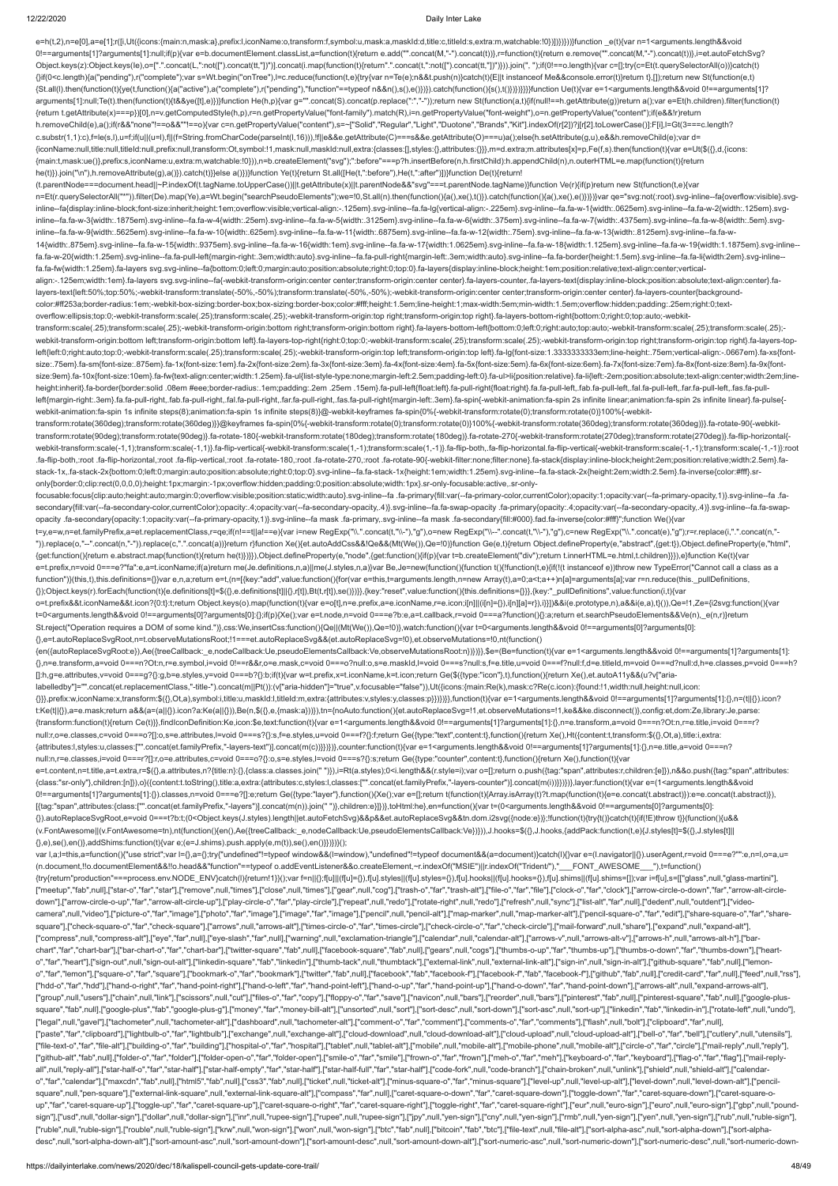```
e=h(t,2),n=e[0],a=e[1];r([i,Ut({icons:{main:n,mask:a},prefix:l,iconName:o,transform:f,symbol:u,mask:a,maskId:d,title:c,titleId:s,extra:m,watchable:!0})])}})})}function _e(t){var n=1<arguments.length&&void 0!==arguments[1]?arguments[1]:null;if(p){var e=b.documentElement.classList,a=function(t){return e.add("".concat(M,"-").concat(t))},r=function(t){return e.remove("".concat(M,"-").concat(t))},i=et.autoFetchSvg?Object.keys(z):Object.keys(le),o=[".".concat(L,":not([").concat(_,"])")].concat(i.map(function(t){return".".concat(t,":not([").concat(_,"])")})).join(", ");if(0!==o.length){var c=[];try{c=Et(t.querySelectorAll(o))}catch(t){}if(0<c.length){a("pending"),r("complete");var s=Wt.begin("onTree"),l=c.reduce(function(t,e){try{var n=Te(e);n&&t.push(n)}catch(t){E||t instanceof Me&&console.error(t)}return t},[]);return new St(function(e,t){St.all(l).then(function(t){ye(t,function(){a("active"),a("complete"),r("pending"),"function"==typeof n&&n(),s(),e()})}).catch(function(){s(),t()})})}}}}function Ue(t){var e=1<arguments.length&&void 0!==arguments[1]?arguments[1]:null;Te(t).then(function(t){t&&ye([t],e)})}function He(h,p){var g="".concat(S).concat(p.replace(":","-"));return new St(function(a,t){if(null!==h.getAttribute(g))return a();var e=Et(h.children).filter(function(t){return t.getAttribute(x)===p})[0],n=v.getComputedStyle(h,p),r=n.getPropertyValue("font-family").match(R),i=n.getPropertyValue("font-weight"),o=n.getPropertyValue("content");if(e&&!r)return h.removeChild(e),a();if(r&&"none"!==o&&""!==o){var c=n.getPropertyValue("content"),s=~["Solid","Regular","Light","Duotone","Brands","Kit"].indexOf(r[2])?j[r[2].toLowerCase()]:F[i],l=Gt(3===c.length?c.substr(1,1):c),f=le(s,l),u=f;if(u||(u=l),f||(f=String.fromCharCode(parseInt(l,16))),!f||e&&e.getAttribute(C)===s&&e.getAttribute(O)===u)a();else{h.setAttribute(g,u),e&&h.removeChild(e);var d={iconName:null,title:null,titleId:null,prefix:null,transform:Ot,symbol:!1,mask:null,maskId:null,extra:{classes:[],styles:{},attributes:{}}},m=d.extra;m.attributes[x]=p,Fe(f,s).then(function(t){var e=Ut($({},d,{icons:{main:t,mask:ue()},prefix:s,iconName:u,extra:m,watchable:!0})),n=b.createElement("svg");":before"===p?h.insertBefore(n,h.firstChild):h.appendChild(n),n.outerHTML=e.map(function(t){return he(t)}).join("\n"),h.removeAttribute(g),a()}).catch(t)}}else a()})}function Ye(t){return St.all([He(t,":before"),He(t,":after")])}function De(t){return!(t.parentNode===document.head||~P.indexOf(t.tagName.toUpperCase())||t.getAttribute(x)||t.parentNode&&"svg"===t.parentNode.tagName)}function Ve(r){if(p)return new St(function(t,e){var n=Et(r.querySelectorAll("*")).filter(De).map(Ye),a=Wt.begin("searchPseudoElements");we=!0,St.all(n).then(function(){a(),xe(),t()}).catch(function(){a(),xe(),e()})})}var qe="svg:not(:root).svg-inline--fa{overflow:visible}.svg-inline--fa{display:inline-block;font-size:inherit;height:1em;overflow:visible;vertical-align:-.125em}.svg-inline--fa.fa-lg{vertical-align:-.225em}.svg-inline--fa.fa-w-1{width:.0625em}.svg-inline--fa.fa-w-2{width:.125em}.svg-inline--fa.fa-w-3{width:.1875em}.svg-inline--fa.fa-w-4{width:.25em}.svg-inline--fa.fa-w-5{width:.3125em}.svg-inline--fa.fa-w-6{width:.375em}.svg-inline--fa.fa-w-7{width:.4375em}.svg-inline--fa.fa-w-8{width:.5em}.svg-inline--fa.fa-w-9{width:.5625em}.svg-inline--fa.fa-w-10{width:.625em}.svg-inline--fa.fa-w-11{width:.6875em}.svg-inline--fa.fa-w-12{width:.75em}.svg-inline--fa.fa-w-13{width:.8125em}.svg-inline--fa.fa-w-14{width:.875em}.svg-inline--fa.fa-w-15{width:.9375em}.svg-inline--fa.fa-w-16{width:1em}.svg-inline--fa.fa-w-17{width:1.0625em}.svg-inline--fa.fa-w-18{width:1.125em}.svg-inline--fa.fa-w-19{width:1.1875em}.svg-inline--fa.fa-w-20{width:1.25em}.svg-inline--fa.fa-pull-left{margin-right:.3em;width:auto}.svg-inline--fa.fa-pull-right{margin-left:.3em;width:auto}.svg-inline--fa.fa-border{height:1.5em}.svg-inline--fa.fa-li{width:2em}.svg-inline--fa.fa-fw{width:1.25em}.fa-layers svg.svg-inline--fa{bottom:0;left:0;margin:auto;position:absolute;right:0;top:0}.fa-layers{display:inline-block;height:1em;position:relative;text-align:center;vertical-align:-.125em;width:1em}.fa-layers svg.svg-inline--fa{-webkit-transform-origin:center center;transform-origin:center center}.fa-layers-counter,.fa-layers-text{display:inline-block;position:absolute;text-align:center}.fa-layers-text{left:50%;top:50%;-webkit-transform:translate(-50%,-50%);transform:translate(-50%,-50%);-webkit-transform-origin:center center;transform-origin:center center}.fa-layers-counter{background-color:#ff253a;border-radius:1em;-webkit-box-sizing:border-box;box-sizing:border-box;color:#fff;height:1.5em;line-height:1;max-width:5em;min-width:1.5em;overflow:hidden;padding:.25em;right:0;text-overflow:ellipsis;top:0;-webkit-transform:scale(.25);transform:scale(.25);-webkit-transform-origin:top right;transform-origin:top right}.fa-layers-bottom-right{bottom:0;right:0;top:auto;-webkit-transform:scale(.25);transform:scale(.25);-webkit-transform-origin:bottom right;transform-origin:bottom right}.fa-layers-bottom-left{bottom:0;left:0;right:auto;top:auto;-webkit-transform:scale(.25);transform:scale(.25);-webkit-transform-origin:bottom left;transform-origin:bottom left}.fa-layers-top-right{right:0;top:0;-webkit-transform:scale(.25);transform:scale(.25);-webkit-transform-origin:top right;transform-origin:top right}.fa-layers-top-left{left:0;right:auto;top:0;-webkit-transform:scale(.25);transform:scale(.25);-webkit-transform-origin:top left;transform-origin:top left}.fa-lg{font-size:1.3333333333em;line-height:.75em;vertical-align:-.0667em}.fa-xs{font-size:.75em}.fa-sm{font-size:.875em}.fa-1x{font-size:1em}.fa-2x{font-size:2em}.fa-3x{font-size:3em}.fa-4x{font-size:4em}.fa-5x{font-size:5em}.fa-6x{font-size:6em}.fa-7x{font-size:7em}.fa-8x{font-size:8em}.fa-9x{font-size:9em}.fa-10x{font-size:10em}.fa-fw{text-align:center;width:1.25em}.fa-ul{list-style-type:none;margin-left:2.5em;padding-left:0}.fa-ul>li{position:relative}.fa-li{left:-2em;position:absolute;text-align:center;width:2em;line-height:inherit}.fa-border{border:solid .08em #eee;border-radius:.1em;padding:.2em .25em .15em}.fa-pull-left{float:left}.fa-pull-right{float:right}.fa.fa-pull-left,.fab.fa-pull-left,.fal.fa-pull-left,.far.fa-pull-left,.fas.fa-pull-left{margin-right:.3em}.fa.fa-pull-right,.fab.fa-pull-right,.fal.fa-pull-right,.far.fa-pull-right,.fas.fa-pull-right{margin-left:.3em}.fa-spin{-webkit-animation:fa-spin 2s infinite linear;animation:fa-spin 2s infinite linear}.fa-pulse{-webkit-animation:fa-spin 1s infinite steps(8);animation:fa-spin 1s infinite steps(8)}@-webkit-keyframes fa-spin{0%{-webkit-transform:rotate(0);transform:rotate(0)}100%{-webkit-transform:rotate(360deg);transform:rotate(360deg)}}@keyframes fa-spin{0%{-webkit-transform:rotate(0);transform:rotate(0)}100%{-webkit-transform:rotate(360deg);transform:rotate(360deg)}}.fa-rotate-90{-webkit-transform:rotate(90deg);transform:rotate(90deg)}.fa-rotate-180{-webkit-transform:rotate(180deg);transform:rotate(180deg)}.fa-rotate-270{-webkit-transform:rotate(270deg);transform:rotate(270deg)}.fa-flip-horizontal{-webkit-transform:scale(-1,1);transform:scale(-1,1)}.fa-flip-vertical{-webkit-transform:scale(1,-1);transform:scale(1,-1)}.fa-flip-both,.fa-flip-horizontal.fa-flip-vertical{-webkit-transform:scale(-1,-1);transform:scale(-1,-1)}:root .fa-flip-both,:root .fa-flip-horizontal,:root .fa-flip-vertical,:root .fa-rotate-180,:root .fa-rotate-270,:root .fa-rotate-90{-webkit-filter:none;filter:none}.fa-stack{display:inline-block;height:2em;position:relative;width:2.5em}.fa-stack-1x,.fa-stack-2x{bottom:0;left:0;margin:auto;position:absolute;right:0;top:0}.svg-inline--fa.fa-stack-1x{height:1em;width:1.25em}.svg-inline--fa.fa-stack-2x{height:2em;width:2.5em}.fa-inverse{color:#fff}.sr-only{border:0;clip:rect(0,0,0,0);height:1px;margin:-1px;overflow:hidden;padding:0;position:absolute;width:1px}.sr-only-focusable:active,.sr-only-focusable:focus{clip:auto;height:auto;margin:0;overflow:visible;position:static;width:auto}.svg-inline--fa .fa-primary{fill:var(--fa-primary-color,currentColor);opacity:1;opacity:var(--fa-primary-opacity,1)}.svg-inline--fa .fa-secondary{fill:var(--fa-secondary-color,currentColor);opacity:.4;opacity:var(--fa-secondary-opacity,.4)}.svg-inline--fa.fa-swap-opacity .fa-primary{opacity:.4;opacity:var(--fa-secondary-opacity,.4)}.svg-inline--fa.fa-swap-opacity .fa-secondary{opacity:1;opacity:var(--fa-primary-opacity,1)}.svg-inline--fa mask .fa-primary,.svg-inline--fa mask .fa-secondary{fill:#000}.fad.fa-inverse{color:#fff}";function We(){var t=y,e=w,n=et.familyPrefix,a=et.replacementClass,r=qe;if(n!==t||a!==e){var i=new RegExp("\\.".concat(t,"\\-"),"g"),o=new RegExp("\\--".concat(t,"\\-"),"g"),c=new RegExp("\\.".concat(e),"g");r=r.replace(i,".".concat(n,"-")).replace(o,"--".concat(n,"-")).replace(c,".".concat(a))}return r}function Xe(){et.autoAddCss&&!Qe&&(Mt(We()),Qe=!0)}function Ge(e,t){return Object.defineProperty(e,"abstract",{get:t}),Object.defineProperty(e,"html",{get:function(){return e.abstract.map(function(t){return he(t)})}}),Object.defineProperty(e,"node",{get:function(){if(p){var t=b.createElement("div");return t.innerHTML=e.html,t.children}}}),e}function Ke(t){var e=t.prefix,n=void 0===e?"fa":e,a=t.iconName;if(a)return me(Je.definitions,n,a)||me(J.styles,n,a)}var Be,Je=new(function(){function t(){!function(t,e){if(!(t instanceof e))throw new TypeError("Cannot call a class as a function")}(this,t),this.definitions={}}var e,n,a;return e=t,(n=[{key:"add",value:function(){for(var e=this,t=arguments.length,n=new Array(t),a=0;a<t;a++)n[a]=arguments[a];var r=n.reduce(this._pullDefinitions,{});Object.keys(r).forEach(function(t){e.definitions[t]=$({},e.definitions[t]||{},r[t]),Bt(t,r[t]),se()})}},{key:"reset",value:function(){this.definitions={}}},{key:"_pullDefinitions",value:function(i,t){var o=t.prefix&&t.iconName&&t.icon?{0:t}:t;return Object.keys(o).map(function(t){var e=o[t],n=e.prefix,a=e.iconName,r=e.icon;i[n]||(i[n]={}),i[n][a]=r}),i}}])&&i(e.prototype,n),a&&i(e,a),t}()),Qe=!1,Ze={i2svg:function(){var t=0<arguments.length&&void 0!==arguments[0]?arguments[0]:{};if(p){Xe();var e=t.node,n=void 0===e?b:e,a=t.callback,r=void 0===a?function(){}:a;return et.searchPseudoElements&&Ve(n),_e(n,r)}return St.reject("Operation requires a DOM of some kind.")},css:We,insertCss:function(){Qe||(Mt(We()),Qe=!0)},watch:function(){var t=0<arguments.length&&void 0!==arguments[0]?arguments[0]:{},e=t.autoReplaceSvgRoot,n=t.observeMutationsRoot;!1===et.autoReplaceSvg&&(et.autoReplaceSvg=!0),et.observeMutations=!0,nt(function(){en({autoReplaceSvgRoot:e}),Ae({treeCallback:_e,nodeCallback:Ue,pseudoElementsCallback:Ve,observeMutationsRoot:n})})}},$e=(Be=function(t){var e=1<arguments.length&&void 0!==arguments[1]?arguments[1]:{},n=e.transform,a=void 0===n?Ot:n,r=e.symbol,i=void 0!==r&&r,o=e.mask,c=void 0===o?null:o,s=e.maskId,l=void 0===s?null:s,f=e.title,u=void 0===f?null:f,d=e.titleId,m=void 0===d?null:d,h=e.classes,p=void 0===h?[]:h,g=e.attributes,v=void 0===g?{}:g,b=e.styles,y=void 0===b?{}:b;if(t){var w=t.prefix,x=t.iconName,k=t.icon;return Ge($({type:"icon"},t),function(){return Xe(),et.autoA11y&&(u?v["aria-labelledby"]="".concat(et.replacementClass,"-title-").concat(m||Pt()):(v["aria-hidden"]="true",v.focusable="false")),Ut({icons:{main:Re(k),mask:c?Re(c.icon):{found:!1,width:null,height:null,icon:{}}},prefix:w,iconName:x,transform:$({},Ot,a),symbol:i,title:u,maskId:l,titleId:m,extra:{attributes:v,styles:y,classes:p}})})}},function(t){var e=1<arguments.length&&void 0!==arguments[1]?arguments[1]:{},n=(t||{}).icon?t:Ke(t||{}),a=e.mask;return a&&(a=(a||{}).icon?a:Ke(a||{})),Be(n,$({},e,{mask:a}))}),tn={noAuto:function(){et.autoReplaceSvg=!1,et.observeMutations=!1,ke&&ke.disconnect()},config:et,dom:Ze,library:Je,parse:{transform:function(t){return Ce(t)}},findIconDefinition:Ke,icon:$e,text:function(t){var e=1<arguments.length&&void 0!==arguments[1]?arguments[1]:{},n=e.transform,a=void 0===n?Ot:n,r=e.title,i=void 0===r?null:r,o=e.classes,c=void 0===o?[]:o,s=e.attributes,l=void 0===s?{}:s,f=e.styles,u=void 0===f?{}:f;return Ge({type:"text",content:t},function(){return Xe(),Ht({content:t,transform:$({},Ot,a),title:i,extra:{attributes:l,styles:u,classes:["".concat(et.familyPrefix,"-layers-text")].concat(m(c))}})})},counter:function(t){var e=1<arguments.length&&void 0!==arguments[1]?arguments[1]:{},n=e.title,a=void 0===n?null:n,r=e.classes,i=void 0===r?[]:r,o=e.attributes,c=void 0===o?{}:o,s=e.styles,l=void 0===s?{}:s;return Ge({type:"counter",content:t},function(){return Xe(),function(t){var e=t.content,n=t.title,a=t.extra,r=$({},a.attributes,n?{title:n}:{},{class:a.classes.join(" ")}),i=Rt(a.styles);0<i.length&&(r.style=i);var o=[];return o.push({tag:"span",attributes:r,children:[e]}),n&&o.push({tag:"span",attributes:{class:"sr-only"},children:[n]}),o}({content:t.toString(),title:a,extra:{attributes:c,styles:l,classes:["".concat(et.familyPrefix,"-layers-counter")].concat(m(i))}})})},layer:function(t){var e=(1<arguments.length&&void 0!==arguments[1]?arguments[1]:{}).classes,n=void 0===e?[]:e;return Ge({type:"layer"},function(){Xe();var e=[];return t(function(t){Array.isArray(t)?t.map(function(t){e=e.concat(t.abstract)}):e=e.concat(t.abstract)}),[{tag:"span",attributes:{class:["".concat(et.familyPrefix,"-layers")].concat(m(n)).join(" ")},children:e}]})},toHtml:he},en=function(){var t=(0<arguments.length&&void 0!==arguments[0]?arguments[0]:{}).autoReplaceSvgRoot,e=void 0===t?b:t;(0<Object.keys(J.styles).length||et.autoFetchSvg)&&p&&et.autoReplaceSvg&&tn.dom.i2svg({node:e})};!function(t){try{t()}catch(t){if(!E)throw t}}(function(){u&&(v.FontAwesome||(v.FontAwesome=tn),nt(function(){en(),Ae({treeCallback:_e,nodeCallback:Ue,pseudoElementsCallback:Ve})})),J.hooks=$({},J.hooks,{addPack:function(t,e){J.styles[t]=$({},J.styles[t]||{},e),se(),en()},addShims:function(t){var e;(e=J.shims).push.apply(e,m(t)),se(),en()}})})}();
var l,a;l=this,a=function(){"use strict";var l={},a={};try{"undefined"!=typeof window&&(l=window),"undefined"!=typeof document&&(a=document)}catch(l){}var e=(l.navigator||{}).userAgent,r=void 0===e?"":e,n=l,o=a,u=(n.document,!!o.head&&"function"==typeof o.addEventListener&&o.createElement,~r.indexOf("MSIE")||r.indexOf("Trident/"),"___FONT_AWESOME___"),t=function(){try{return"production"===process.env.NODE_ENV}catch(l){return!1}}();var f=n||{};f[u]||(f[u]={}),f[u].styles||(f[u].styles={}),f[u].hooks||(f[u].hooks={}),f[u].shims||(f[u].shims=[]);var i=f[u],s=[["glass",null,"glass-martini"],["meetup","fab",null],["star-o","far","star"],["remove",null,"times"],["close",null,"times"],["gear",null,"cog"],["trash-o","far","trash-alt"],["file-o","far","file"],["clock-o","far","clock"],["arrow-circle-o-down","far","arrow-alt-circle-down"],["arrow-circle-o-up","far","arrow-alt-circle-up"],["play-circle-o","far","play-circle"],["repeat",null,"redo"],["rotate-right",null,"redo"],["refresh",null,"sync"],["list-alt","far",null],["dedent",null,"outdent"],["video-camera",null,"video"],["picture-o","far","image"],["photo","far","image"],["image","far","image"],["pencil",null,"pencil-alt"],["map-marker",null,"map-marker-alt"],["pencil-square-o","far","edit"],["share-square-o","far","share-square"],["check-square-o","far","check-square"],["arrows",null,"arrows-alt"],["times-circle-o","far","times-circle"],["check-circle-o","far","check-circle"],["mail-forward",null,"share"],["expand",null,"expand-alt"],["compress",null,"compress-alt"],["eye","far",null],["eye-slash","far",null],["warning",null,"exclamation-triangle"],["calendar",null,"calendar-alt"],["arrows-v",null,"arrows-alt-v"],["arrows-h",null,"arrows-alt-h"],["bar-chart","far","chart-bar"],["bar-chart-o","far","chart-bar"],["twitter-square","fab",null],["facebook-square","fab",null],["gears",null,"cogs"],["thumbs-o-up","far","thumbs-up"],["thumbs-o-down","far","thumbs-down"],["heart-o","far","heart"],["sign-out",null,"sign-out-alt"],["linkedin-square","fab","linkedin"],["thumb-tack",null,"thumbtack"],["external-link",null,"external-link-alt"],["sign-in",null,"sign-in-alt"],["github-square","fab",null],["lemon-o","far","lemon"],["square-o","far","square"],["bookmark-o","far","bookmark"],["twitter","fab",null],["facebook","fab","facebook-f"],["facebook-f","fab","facebook-f"],["github","fab",null],["credit-card","far",null],["feed",null,"rss"],["hdd-o","far","hdd"],["hand-o-right","far","hand-point-right"],["hand-o-left","far","hand-point-left"],["hand-o-up","far","hand-point-up"],["hand-o-down","far","hand-point-down"],["arrows-alt",null,"expand-arrows-alt"],["group",null,"users"],["chain",null,"link"],["scissors",null,"cut"],["files-o","far","copy"],["floppy-o","far","save"],["navicon",null,"bars"],["reorder",null,"bars"],["pinterest","fab",null],["pinterest-square","fab",null],["google-plus-square","fab",null],["google-plus","fab","google-plus-g"],["money","far","money-bill-alt"],["unsorted",null,"sort"],["sort-desc",null,"sort-down"],["sort-asc",null,"sort-up"],["linkedin","fab","linkedin-in"],["rotate-left",null,"undo"],["legal",null,"gavel"],["tachometer",null,"tachometer-alt"],["dashboard",null,"tachometer-alt"],["comment-o","far","comment"],["comments-o","far","comments"],["flash",null,"bolt"],["clipboard","far",null],["paste","far","clipboard"],["lightbulb-o","far","lightbulb"],["exchange",null,"exchange-alt"],["cloud-download",null,"cloud-download-alt"],["cloud-upload",null,"cloud-upload-alt"],["bell-o","far","bell"],["cutlery",null,"utensils"],["file-text-o","far","file-alt"],["building-o","far","building"],["hospital-o","far","hospital"],["tablet",null,"tablet-alt"],["mobile",null,"mobile-alt"],["mobile-phone",null,"mobile-alt"],["circle-o","far","circle"],["mail-reply",null,"reply"],["github-alt","fab",null],["folder-o","far","folder"],["folder-open-o","far","folder-open"],["smile-o","far","smile"],["frown-o","far","frown"],["meh-o","far","meh"],["keyboard-o","far","keyboard"],["flag-o","far","flag"],["mail-reply-all",null,"reply-all"],["star-half-o","far","star-half"],["star-half-empty","far","star-half"],["star-half-full","far","star-half"],["code-fork",null,"code-branch"],["chain-broken",null,"unlink"],["shield",null,"shield-alt"],["calendar-o","far","calendar"],["maxcdn","fab",null],["html5","fab",null],["css3","fab",null],["ticket",null,"ticket-alt"],["minus-square-o","far","minus-square"],["level-up",null,"level-up-alt"],["level-down",null,"level-down-alt"],["pencil-square",null,"pen-square"],["external-link-square",null,"external-link-square-alt"],["compass","far",null],["caret-square-o-down","far","caret-square-down"],["toggle-down","far","caret-square-down"],["caret-square-o-up","far","caret-square-up"],["toggle-up","far","caret-square-up"],["caret-square-o-right","far","caret-square-right"],["toggle-right","far","caret-square-right"],["eur",null,"euro-sign"],["euro",null,"euro-sign"],["gbp",null,"pound-sign"],["usd",null,"dollar-sign"],["dollar",null,"dollar-sign"],["inr",null,"rupee-sign"],["rupee",null,"rupee-sign"],["jpy",null,"yen-sign"],["cny",null,"yen-sign"],["rmb",null,"yen-sign"],["yen",null,"yen-sign"],["rub",null,"ruble-sign"],["ruble",null,"ruble-sign"],["rouble",null,"ruble-sign"],["krw",null,"won-sign"],["won",null,"won-sign"],["btc","fab",null],["bitcoin","fab","btc"],["file-text",null,"file-alt"],["sort-alpha-asc",null,"sort-alpha-down"],["sort-alpha-desc",null,"sort-alpha-down-alt"],["sort-amount-asc",null,"sort-amount-down"],["sort-amount-desc",null,"sort-amount-down-alt"],["sort-numeric-asc",null,"sort-numeric-down"],["sort-numeric-desc",null,"sort-numeric-down-
```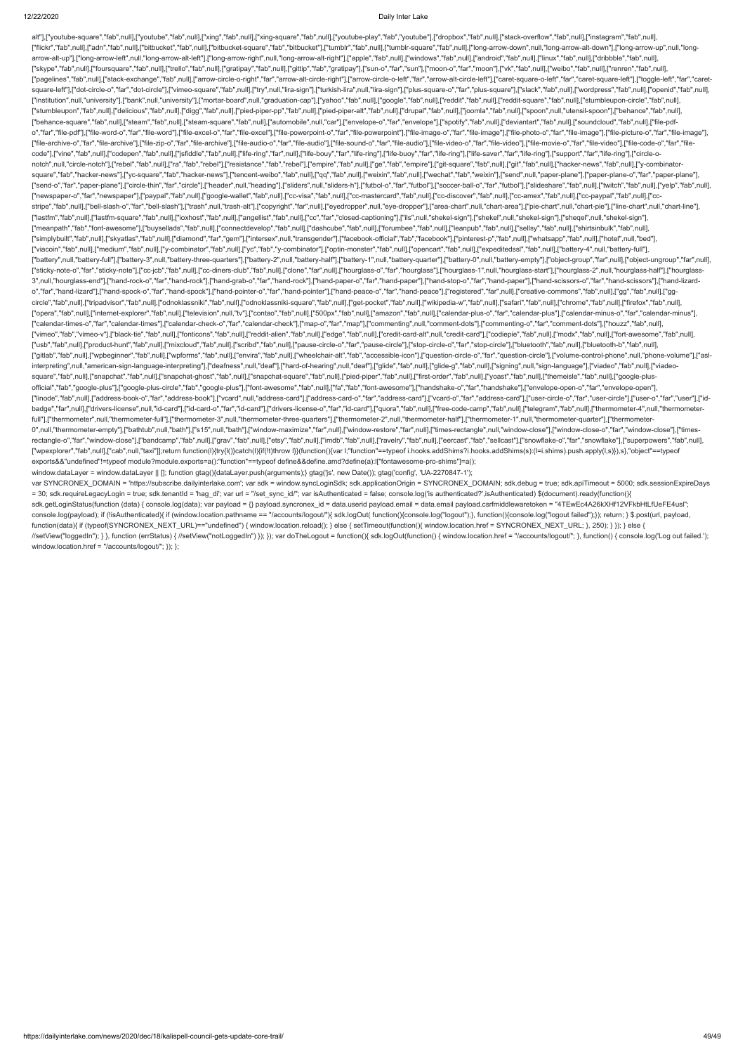```
alt"],["youtube-square","fab",null],["youtube","fab",null],["xing","fab",null],["xing-square","fab",null],["youtube-play","fab","youtube"],["dropbox","fab",null],["stack-overflow","fab",null],["instagram","fab",null],["flickr","fab",null],["adn","fab",null],["bitbucket","fab",null],["bitbucket-square","fab","bitbucket"],["tumblr","fab",null],["tumblr-square","fab",null],["long-arrow-down",null,"long-arrow-alt-down"],["long-arrow-up",null,"long-arrow-alt-up"],["long-arrow-left",null,"long-arrow-alt-left"],["long-arrow-right",null,"long-arrow-alt-right"],["apple","fab",null],["windows","fab",null],["android","fab",null],["linux","fab",null],["dribbble","fab",null],["skype","fab",null],["foursquare","fab",null],["trello","fab",null],["gratipay","fab",null],["gittip","fab","gratipay"],["sun-o","far","sun"],["moon-o","far","moon"],["vk","fab",null],["weibo","fab",null],["renren","fab",null],["pagelines","fab",null],["stack-exchange","fab",null],["arrow-circle-o-right","far","arrow-alt-circle-right"],["arrow-circle-o-left","far","arrow-alt-circle-left"],["caret-square-o-left","far","caret-square-left"],["toggle-left","far","caret-square-left"],["dot-circle-o","far","dot-circle"],["vimeo-square","fab",null],["try",null,"lira-sign"],["turkish-lira",null,"lira-sign"],["plus-square-o","far","plus-square"],["slack","fab",null],["wordpress","fab",null],["openid","fab",null],["institution",null,"university"],["bank",null,"university"],["mortar-board",null,"graduation-cap"],["yahoo","fab",null],["google","fab",null],["reddit","fab",null],["reddit-square","fab",null],["stumbleupon-circle","fab",null],["stumbleupon","fab",null],["delicious","fab",null],["digg","fab",null],["pied-piper-pp","fab",null],["pied-piper-alt","fab",null],["drupal","fab",null],["joomla","fab",null],["spoon",null,"utensil-spoon"],["behance","fab",null],["behance-square","fab",null],["steam","fab",null],["steam-square","fab",null],["automobile",null,"car"],["envelope-o","far","envelope"],["spotify","fab",null],["deviantart","fab",null],["soundcloud","fab",null],["file-pdf-o","far","file-pdf"],["file-word-o","far","file-word"],["file-excel-o","far","file-excel"],["file-powerpoint-o","far","file-powerpoint"],["file-image-o","far","file-image"],["file-photo-o","far","file-image"],["file-picture-o","far","file-image"],["file-archive-o","far","file-archive"],["file-zip-o","far","file-archive"],["file-audio-o","far","file-audio"],["file-sound-o","far","file-audio"],["file-video-o","far","file-video"],["file-movie-o","far","file-video"],["file-code-o","far","file-code"],["vine","fab",null],["codepen","fab",null],["jsfiddle","fab",null],["life-ring","far",null],["life-bouy","far","life-ring"],["life-buoy","far","life-ring"],["life-saver","far","life-ring"],["support","far","life-ring"],["circle-o-notch",null,"circle-notch"],["rebel","fab",null],["ra","fab","rebel"],["resistance","fab","rebel"],["empire","fab",null],["ge","fab","empire"],["git-square","fab",null],["git","fab",null],["hacker-news","fab",null],["y-combinator-square","fab","hacker-news"],["yc-square","fab","hacker-news"],["tencent-weibo","fab",null],["qq","fab",null],["weixin","fab",null],["wechat","fab","weixin"],["send",null,"paper-plane"],["paper-plane-o","far","paper-plane"],["send-o","far","paper-plane"],["circle-thin","far","circle"],["header",null,"heading"],["sliders",null,"sliders-h"],["futbol-o","far","futbol"],["soccer-ball-o","far","futbol"],["slideshare","fab",null],["twitch","fab",null],["yelp","fab",null],["newspaper-o","far","newspaper"],["paypal","fab",null],["google-wallet","fab",null],["cc-visa","fab",null],["cc-mastercard","fab",null],["cc-discover","fab",null],["cc-amex","fab",null],["cc-paypal","fab",null],["cc-stripe","fab",null],["bell-slash-o","far","bell-slash"],["trash",null,"trash-alt"],["copyright","far",null],["eyedropper",null,"eye-dropper"],["area-chart",null,"chart-area"],["pie-chart",null,"chart-pie"],["line-chart",null,"chart-line"],["lastfm","fab",null],["lastfm-square","fab",null],["ioxhost","fab",null],["angellist","fab",null],["cc","far","closed-captioning"],["ils",null,"shekel-sign"],["shekel",null,"shekel-sign"],["sheqel",null,"shekel-sign"],["meanpath","fab","font-awesome"],["buysellads","fab",null],["connectdevelop","fab",null],["dashcube","fab",null],["forumbee","fab",null],["leanpub","fab",null],["sellsy","fab",null],["shirtsinbulk","fab",null],["simplybuilt","fab",null],["skyatlas","fab",null],["diamond","far","gem"],["intersex",null,"transgender"],["facebook-official","fab","facebook"],["pinterest-p","fab",null],["whatsapp","fab",null],["hotel",null,"bed"],["viacoin","fab",null],["medium","fab",null],["y-combinator","fab",null],["yc","fab","y-combinator"],["optin-monster","fab",null],["opencart","fab",null],["expeditedssl","fab",null],["battery-4",null,"battery-full"],["battery",null,"battery-full"],["battery-3",null,"battery-three-quarters"],["battery-2",null,"battery-half"],["battery-1",null,"battery-quarter"],["battery-0",null,"battery-empty"],["object-group","far",null],["object-ungroup","far",null],["sticky-note-o","far","sticky-note"],["cc-jcb","fab",null],["cc-diners-club","fab",null],["clone","far",null],["hourglass-o","far","hourglass"],["hourglass-1",null,"hourglass-start"],["hourglass-2",null,"hourglass-half"],["hourglass-3",null,"hourglass-end"],["hand-rock-o","far","hand-rock"],["hand-grab-o","far","hand-rock"],["hand-paper-o","far","hand-paper"],["hand-stop-o","far","hand-paper"],["hand-scissors-o","far","hand-scissors"],["hand-lizard-o","far","hand-lizard"],["hand-spock-o","far","hand-spock"],["hand-pointer-o","far","hand-pointer"],["hand-peace-o","far","hand-peace"],["registered","far",null],["creative-commons","fab",null],["gg","fab",null],["gg-circle","fab",null],["tripadvisor","fab",null],["odnoklassniki","fab",null],["odnoklassniki-square","fab",null],["get-pocket","fab",null],["wikipedia-w","fab",null],["safari","fab",null],["chrome","fab",null],["firefox","fab",null],["opera","fab",null],["internet-explorer","fab",null],["television",null,"tv"],["contao","fab",null],["500px","fab",null],["amazon","fab",null],["calendar-plus-o","far","calendar-plus"],["calendar-minus-o","far","calendar-minus"],["calendar-times-o","far","calendar-times"],["calendar-check-o","far","calendar-check"],["map-o","far","map"],["commenting",null,"comment-dots"],["commenting-o","far","comment-dots"],["houzz","fab",null],["vimeo","fab","vimeo-v"],["black-tie","fab",null],["fonticons","fab",null],["reddit-alien","fab",null],["edge","fab",null],["credit-card-alt",null,"credit-card"],["codiepie","fab",null],["modx","fab",null],["fort-awesome","fab",null],["usb","fab",null],["product-hunt","fab",null],["mixcloud","fab",null],["scribd","fab",null],["pause-circle-o","far","pause-circle"],["stop-circle-o","far","stop-circle"],["bluetooth","fab",null],["bluetooth-b","fab",null],["gitlab","fab",null],["wpbeginner","fab",null],["wpforms","fab",null],["envira","fab",null],["wheelchair-alt","fab","accessible-icon"],["question-circle-o","far","question-circle"],["volume-control-phone",null,"phone-volume"],["asl-interpreting",null,"american-sign-language-interpreting"],["deafness",null,"deaf"],["hard-of-hearing",null,"deaf"],["glide","fab",null],["glide-g","fab",null],["signing",null,"sign-language"],["viadeo","fab",null],["viadeo-square","fab",null],["snapchat","fab",null],["snapchat-ghost","fab",null],["snapchat-square","fab",null],["pied-piper","fab",null],["first-order","fab",null],["yoast","fab",null],["themeisle","fab",null],["google-plus-official","fab","google-plus"],["google-plus-circle","fab","google-plus"],["font-awesome","fab",null],["fa","fab","font-awesome"],["handshake-o","far","handshake"],["envelope-open-o","far","envelope-open"],["linode","fab",null],["address-book-o","far","address-book"],["vcard",null,"address-card"],["address-card-o","far","address-card"],["vcard-o","far","address-card"],["user-circle-o","far","user-circle"],["user-o","far","user"],["id-badge","far",null],["drivers-license",null,"id-card"],["id-card-o","far","id-card"],["drivers-license-o","far","id-card"],["quora","fab",null],["free-code-camp","fab",null],["telegram","fab",null],["thermometer-4",null,"thermometer-full"],["thermometer",null,"thermometer-full"],["thermometer-3",null,"thermometer-three-quarters"],["thermometer-2",null,"thermometer-half"],["thermometer-1",null,"thermometer-quarter"],["thermometer-0",null,"thermometer-empty"],["bathtub",null,"bath"],["s15",null,"bath"],["window-maximize","far",null],["window-restore","far",null],["times-rectangle",null,"window-close"],["window-close-o","far","window-close"],["times-rectangle-o","far","window-close"],["bandcamp","fab",null],["grav","fab",null],["etsy","fab",null],["imdb","fab",null],["ravelry","fab",null],["eercast","fab","sellcast"],["snowflake-o","far","snowflake"],["superpowers","fab",null],["wpexplorer","fab",null],["cab",null,"taxi"]];return function(l){try{l()}catch(l){if(!t)throw l}}(function(){var l;"function"==typeof i.hooks.addShims?i.hooks.addShims(s):(l=i.shims).push.apply(l,s)}),s},"object"==typeof exports&&"undefined"!=typeof module?module.exports=a():"function"==typeof define&&define.amd?define(a):l["fontawesome-pro-shims"]=a();

window.dataLayer = window.dataLayer || []; function gtag(){dataLayer.push(arguments);} gtag('js', new Date()); gtag('config', 'UA-2270847-1');

var SYNCRONEX_DOMAIN = 'https://subscribe.dailyinterlake.com'; var sdk = window.syncLoginSdk; sdk.applicationOrigin = SYNCRONEX_DOMAIN; sdk.debug = true; sdk.apiTimeout = 5000; sdk.sessionExpireDays = 30; sdk.requireLegacyLogin = true; sdk.tenantId = 'hag_di'; var url = "/set_sync_id/"; var isAuthenticated = false; console.log('is authenticated?',isAuthenticated) $(document).ready(function(){ sdk.getLoginStatus(function (data) { console.log(data); var payload = {} payload.syncronex_id = data.userid payload.email = data.email payload.csrfmiddlewaretoken = "4TEwEc4A26kXHf12VFkbHtLfUeFE4usl"; console.log(payload); if (!isAuthenticated){ if (window.location.pathname == "/accounts/logout/"){ sdk.logOut( function(){console.log("logout");}, function(){console.log("logout failed");}); return; } $.post(url, payload, function(data){ if (typeof(SYNCRONEX_NEXT_URL)=="undefined") { window.location.reload(); } else { setTimeout(function(){ window.location.href = SYNCRONEX_NEXT_URL; }, 250); } }); } else { //setView("loggedIn"); } }, function (errStatus) { //setView("notLoggedIn") }); }); var doTheLogout = function(){ sdk.logOut(function() { window.location.href = "/accounts/logout/"; }, function() { console.log('Log out failed.'); window.location.href = "/accounts/logout/"; }); };
```